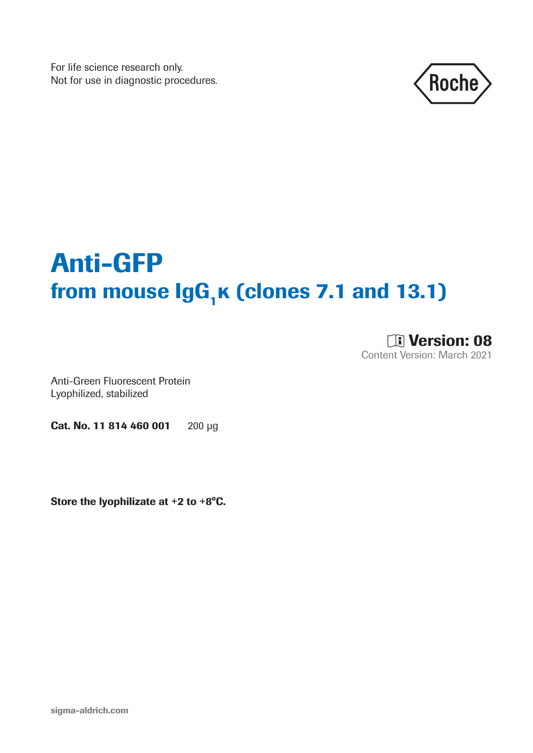For life science research only.
Not for use in diagnostic procedures.

# Anti-GFP

## from mouse $IgG_1\kappa$ (clones 7.1 and 13.1)

**Version: 08**
Content Version: March 2021

Anti-Green Fluorescent Protein
Lyophilized, stabilized

**Cat. No. 11 814 460 001** 200 µg

**Store the lyophilizate at +2 to +8°C.**

sigma-aldrich.com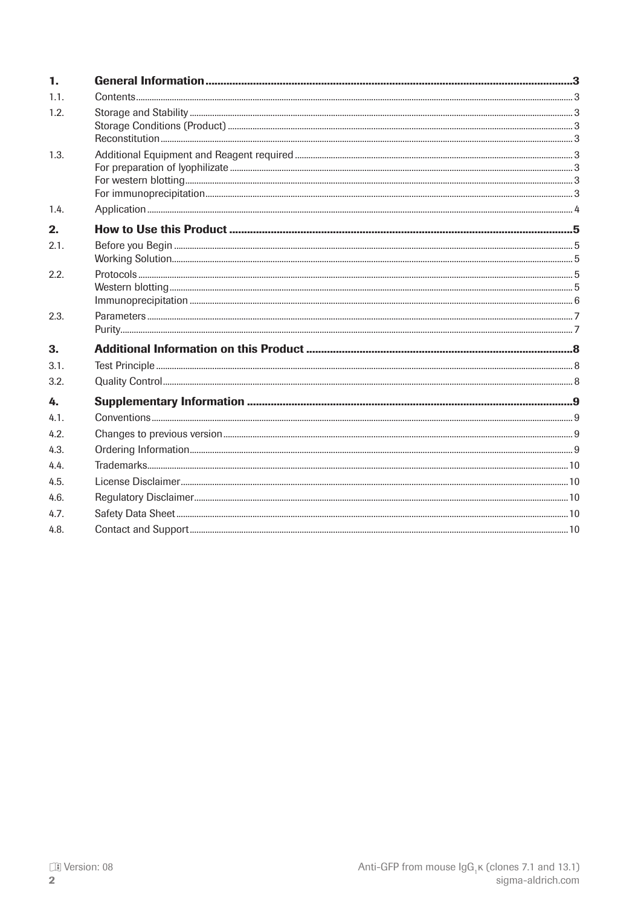| | | |
|---|---|---|
| **1.** | **General Information** | **3** |
| 1.1. | Contents | 3 |
| 1.2. | Storage and Stability | 3 |
| | Storage Conditions (Product) | 3 |
| | Reconstitution | 3 |
| 1.3. | Additional Equipment and Reagent required | 3 |
| | For preparation of lyophilizate | 3 |
| | For western blotting | 3 |
| | For immunoprecipitation | 3 |
| 1.4. | Application | 4 |
| **2.** | **How to Use this Product** | **5** |
| 2.1. | Before you Begin | 5 |
| | Working Solution | 5 |
| 2.2. | Protocols | 5 |
| | Western blotting | 5 |
| | Immunoprecipitation | 6 |
| 2.3. | Parameters | 7 |
| | Purity | 7 |
| **3.** | **Additional Information on this Product** | **8** |
| 3.1. | Test Principle | 8 |
| 3.2. | Quality Control | 8 |
| **4.** | **Supplementary Information** | **9** |
| 4.1. | Conventions | 9 |
| 4.2. | Changes to previous version | 9 |
| 4.3. | Ordering Information | 9 |
| 4.4. | Trademarks | 10 |
| 4.5. | License Disclaimer | 10 |
| 4.6. | Regulatory Disclaimer | 10 |
| 4.7. | Safety Data Sheet | 10 |
| 4.8. | Contact and Support | 10 |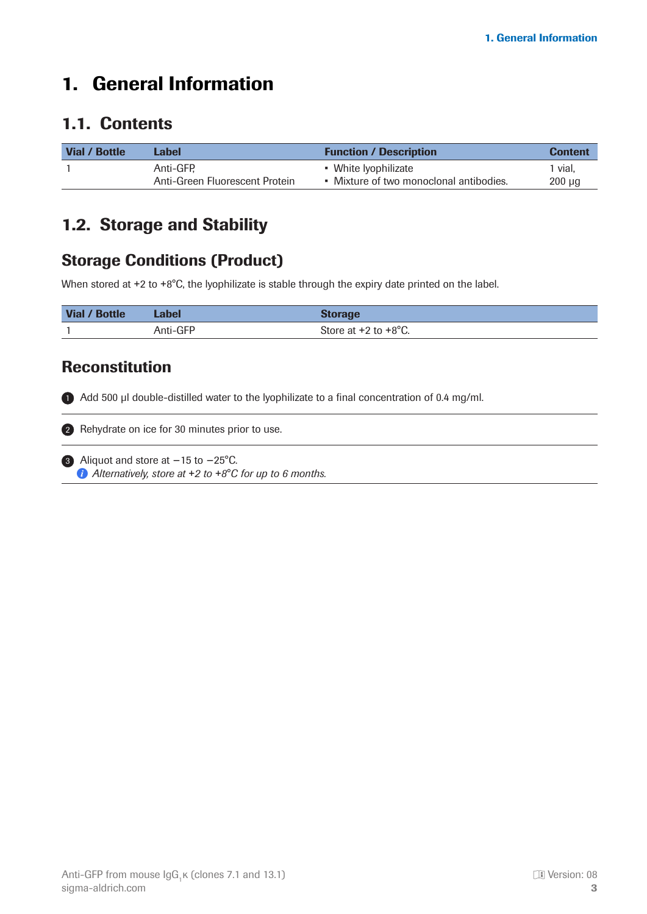# 1. General Information

## 1.1. Contents

| Vial / Bottle | Label | Function / Description | Content |
| --- | --- | --- | --- |
| 1 | Anti-GFP, Anti-Green Fluorescent Protein | • White lyophilizate<br>• Mixture of two monoclonal antibodies. | 1 vial, 200 µg |

## 1.2. Storage and Stability

### Storage Conditions (Product)

When stored at +2 to +8°C, the lyophilizate is stable through the expiry date printed on the label.

| Vial / Bottle | Label | Storage |
| --- | --- | --- |
| 1 | Anti-GFP | Store at +2 to +8°C. |

### Reconstitution

1. Add 500 µl double-distilled water to the lyophilizate to a final concentration of 0.4 mg/ml.

2. Rehydrate on ice for 30 minutes prior to use.

3. Aliquot and store at −15 to −25°C.
   *Alternatively, store at +2 to +8°C for up to 6 months.*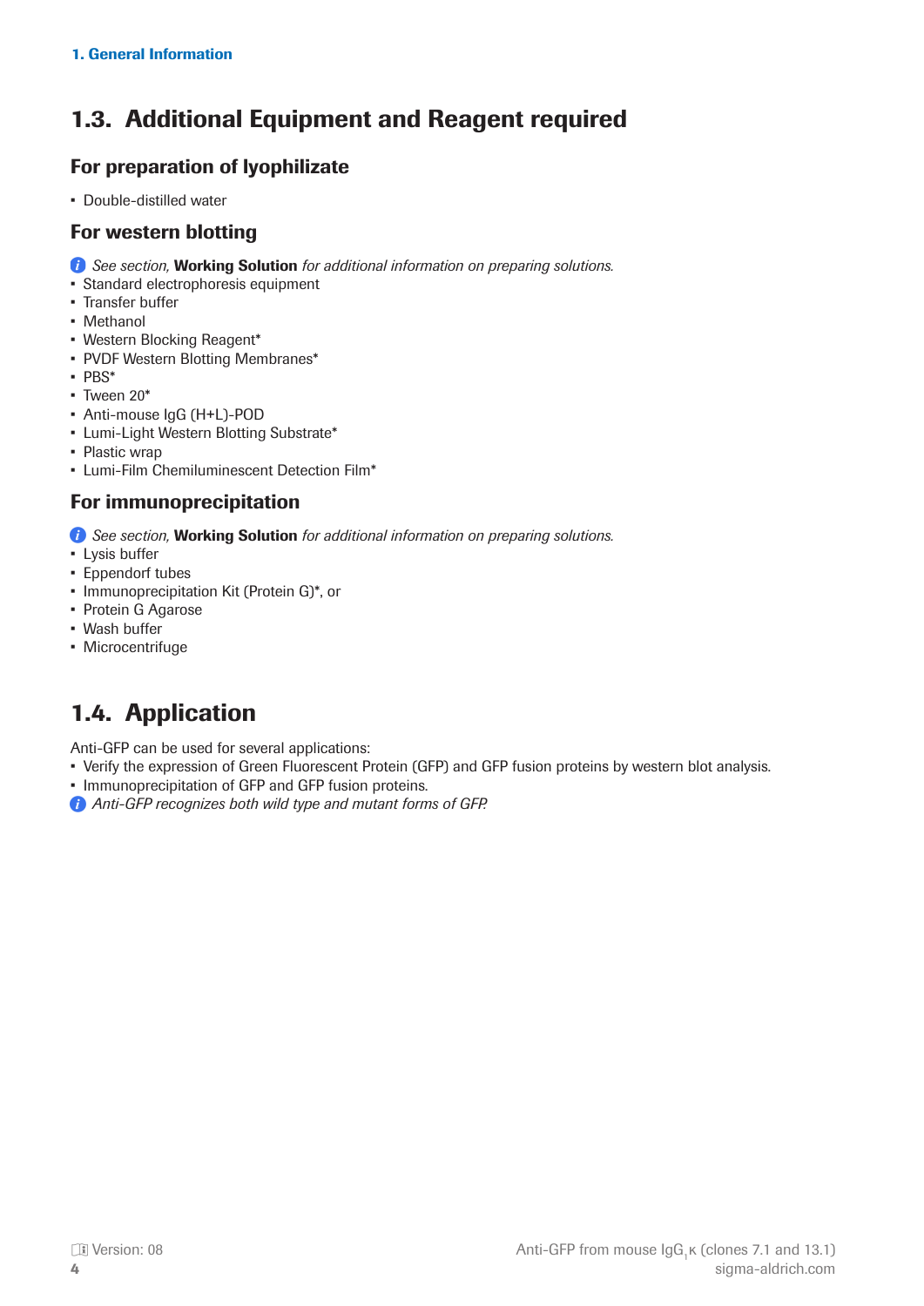## 1.3. Additional Equipment and Reagent required

### For preparation of lyophilizate

- Double-distilled water

### For western blotting

*See section,* **Working Solution** *for additional information on preparing solutions.*

- Standard electrophoresis equipment
- Transfer buffer
- Methanol
- Western Blocking Reagent*
- PVDF Western Blotting Membranes*
- PBS*
- Tween 20*
- Anti-mouse IgG (H+L)-POD
- Lumi-Light Western Blotting Substrate*
- Plastic wrap
- Lumi-Film Chemiluminescent Detection Film*

### For immunoprecipitation

*See section,* **Working Solution** *for additional information on preparing solutions.*

- Lysis buffer
- Eppendorf tubes
- Immunoprecipitation Kit (Protein G)*, or
- Protein G Agarose
- Wash buffer
- Microcentrifuge

## 1.4. Application

Anti-GFP can be used for several applications:

- Verify the expression of Green Fluorescent Protein (GFP) and GFP fusion proteins by western blot analysis.
- Immunoprecipitation of GFP and GFP fusion proteins.

*Anti-GFP recognizes both wild type and mutant forms of GFP.*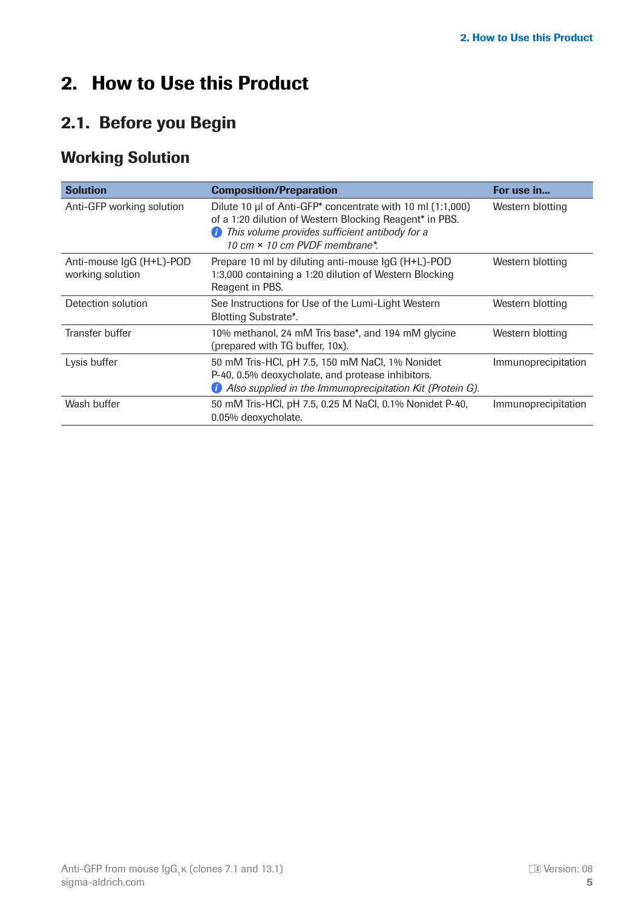# 2. How to Use this Product

## 2.1. Before you Begin

### Working Solution

| Solution | Composition/Preparation | For use in... |
|---|---|---|
| Anti-GFP working solution | Dilute 10 µl of Anti-GFP* concentrate with 10 ml (1:1,000) of a 1:20 dilution of Western Blocking Reagent* in PBS. <br> ℹ *This volume provides sufficient antibody for a 10 cm × 10 cm PVDF membrane*.* | Western blotting |
| Anti-mouse IgG (H+L)-POD working solution | Prepare 10 ml by diluting anti-mouse IgG (H+L)-POD 1:3,000 containing a 1:20 dilution of Western Blocking Reagent in PBS. | Western blotting |
| Detection solution | See Instructions for Use of the Lumi-Light Western Blotting Substrate*. | Western blotting |
| Transfer buffer | 10% methanol, 24 mM Tris base*, and 194 mM glycine (prepared with TG buffer, 10x). | Western blotting |
| Lysis buffer | 50 mM Tris-HCl, pH 7.5, 150 mM NaCl, 1% Nonidet P-40, 0.5% deoxycholate, and protease inhibitors. <br> ℹ *Also supplied in the Immunoprecipitation Kit (Protein G).* | Immunoprecipitation |
| Wash buffer | 50 mM Tris-HCl, pH 7.5, 0.25 M NaCl, 0.1% Nonidet P-40, 0.05% deoxycholate. | Immunoprecipitation |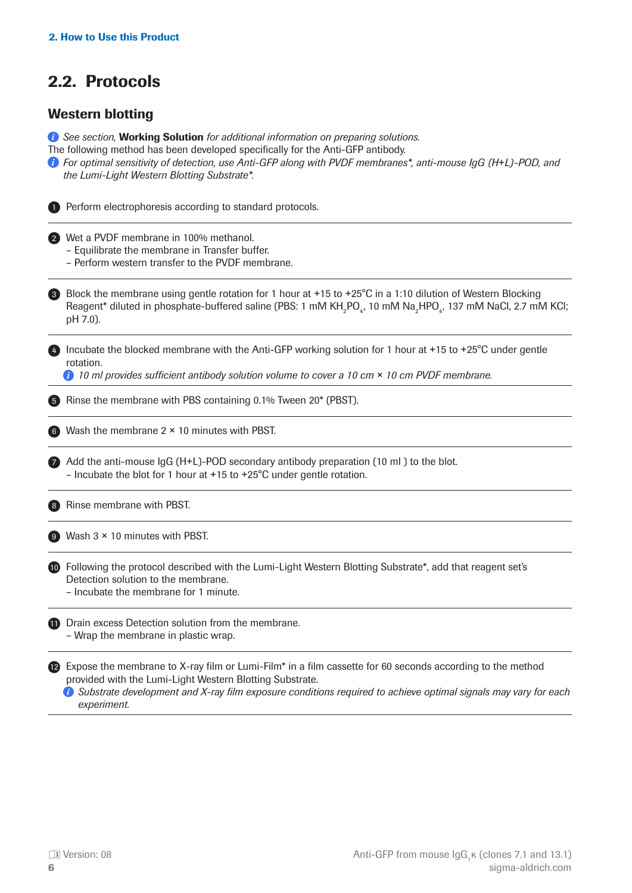## 2.2. Protocols

### Western blotting

*See section,* **Working Solution** *for additional information on preparing solutions.*

The following method has been developed specifically for the Anti-GFP antibody.

*For optimal sensitivity of detection, use Anti-GFP along with PVDF membranes*, anti-mouse IgG (H+L)-POD, and the Lumi-Light Western Blotting Substrate*.*

1. Perform electrophoresis according to standard protocols.

2. Wet a PVDF membrane in 100% methanol.
   - Equilibrate the membrane in Transfer buffer.
   - Perform western transfer to the PVDF membrane.

3. Block the membrane using gentle rotation for 1 hour at +15 to +25°C in a 1:10 dilution of Western Blocking Reagent* diluted in phosphate-buffered saline (PBS: 1 mM $KH_2PO_4$, 10 mM $Na_2HPO_4$, 137 mM NaCl, 2.7 mM KCl; pH 7.0).

4. Incubate the blocked membrane with the Anti-GFP working solution for 1 hour at +15 to +25°C under gentle rotation.
   *10 ml provides sufficient antibody solution volume to cover a 10 cm × 10 cm PVDF membrane.*

5. Rinse the membrane with PBS containing 0.1% Tween 20* (PBST).

6. Wash the membrane 2 × 10 minutes with PBST.

7. Add the anti-mouse IgG (H+L)-POD secondary antibody preparation (10 ml ) to the blot.
   - Incubate the blot for 1 hour at +15 to +25°C under gentle rotation.

8. Rinse membrane with PBST.

9. Wash 3 × 10 minutes with PBST.

10. Following the protocol described with the Lumi-Light Western Blotting Substrate*, add that reagent set's Detection solution to the membrane.
    - Incubate the membrane for 1 minute.

11. Drain excess Detection solution from the membrane.
    - Wrap the membrane in plastic wrap.

12. Expose the membrane to X-ray film or Lumi-Film* in a film cassette for 60 seconds according to the method provided with the Lumi-Light Western Blotting Substrate.
    *Substrate development and X-ray film exposure conditions required to achieve optimal signals may vary for each experiment.*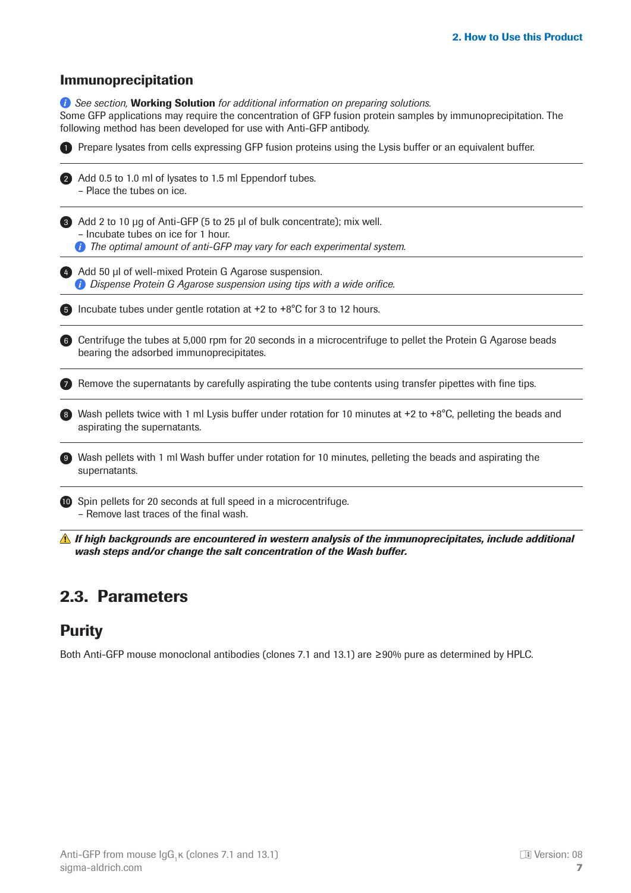## Immunoprecipitation

*See section,* **Working Solution** *for additional information on preparing solutions.*

Some GFP applications may require the concentration of GFP fusion protein samples by immunoprecipitation. The following method has been developed for use with Anti-GFP antibody.

1. Prepare lysates from cells expressing GFP fusion proteins using the Lysis buffer or an equivalent buffer.
2. Add 0.5 to 1.0 ml of lysates to 1.5 ml Eppendorf tubes.
   – Place the tubes on ice.
3. Add 2 to 10 µg of Anti-GFP (5 to 25 µl of bulk concentrate); mix well.
   – Incubate tubes on ice for 1 hour.
   *The optimal amount of anti-GFP may vary for each experimental system.*
4. Add 50 µl of well-mixed Protein G Agarose suspension.
   *Dispense Protein G Agarose suspension using tips with a wide orifice.*
5. Incubate tubes under gentle rotation at +2 to +8°C for 3 to 12 hours.
6. Centrifuge the tubes at 5,000 rpm for 20 seconds in a microcentrifuge to pellet the Protein G Agarose beads bearing the adsorbed immunoprecipitates.
7. Remove the supernatants by carefully aspirating the tube contents using transfer pipettes with fine tips.
8. Wash pellets twice with 1 ml Lysis buffer under rotation for 10 minutes at +2 to +8°C, pelleting the beads and aspirating the supernatants.
9. Wash pellets with 1 ml Wash buffer under rotation for 10 minutes, pelleting the beads and aspirating the supernatants.
10. Spin pellets for 20 seconds at full speed in a microcentrifuge.
    – Remove last traces of the final wash.

⚠ ***If high backgrounds are encountered in western analysis of the immunoprecipitates, include additional wash steps and/or change the salt concentration of the Wash buffer.***

# 2.3. Parameters

## Purity

Both Anti-GFP mouse monoclonal antibodies (clones 7.1 and 13.1) are ≥90% pure as determined by HPLC.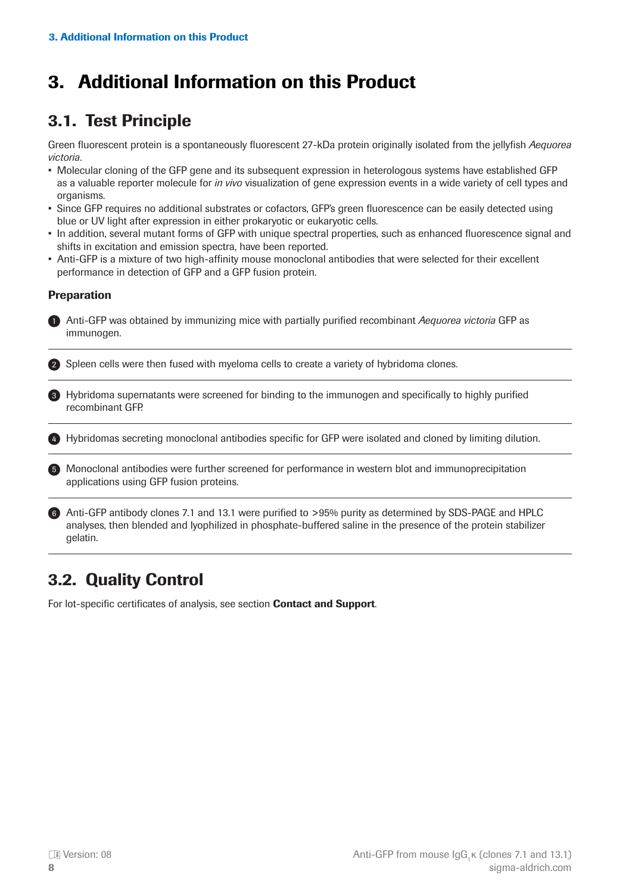# 3. Additional Information on this Product

## 3.1. Test Principle

Green fluorescent protein is a spontaneously fluorescent 27-kDa protein originally isolated from the jellyfish *Aequorea victoria*.

- Molecular cloning of the GFP gene and its subsequent expression in heterologous systems have established GFP as a valuable reporter molecule for *in vivo* visualization of gene expression events in a wide variety of cell types and organisms.
- Since GFP requires no additional substrates or cofactors, GFP's green fluorescence can be easily detected using blue or UV light after expression in either prokaryotic or eukaryotic cells.
- In addition, several mutant forms of GFP with unique spectral properties, such as enhanced fluorescence signal and shifts in excitation and emission spectra, have been reported.
- Anti-GFP is a mixture of two high-affinity mouse monoclonal antibodies that were selected for their excellent performance in detection of GFP and a GFP fusion protein.

### Preparation

1. Anti-GFP was obtained by immunizing mice with partially purified recombinant *Aequorea victoria* GFP as immunogen.
2. Spleen cells were then fused with myeloma cells to create a variety of hybridoma clones.
3. Hybridoma supernatants were screened for binding to the immunogen and specifically to highly purified recombinant GFP.
4. Hybridomas secreting monoclonal antibodies specific for GFP were isolated and cloned by limiting dilution.
5. Monoclonal antibodies were further screened for performance in western blot and immunoprecipitation applications using GFP fusion proteins.
6. Anti-GFP antibody clones 7.1 and 13.1 were purified to >95% purity as determined by SDS-PAGE and HPLC analyses, then blended and lyophilized in phosphate-buffered saline in the presence of the protein stabilizer gelatin.

## 3.2. Quality Control

For lot-specific certificates of analysis, see section **Contact and Support**.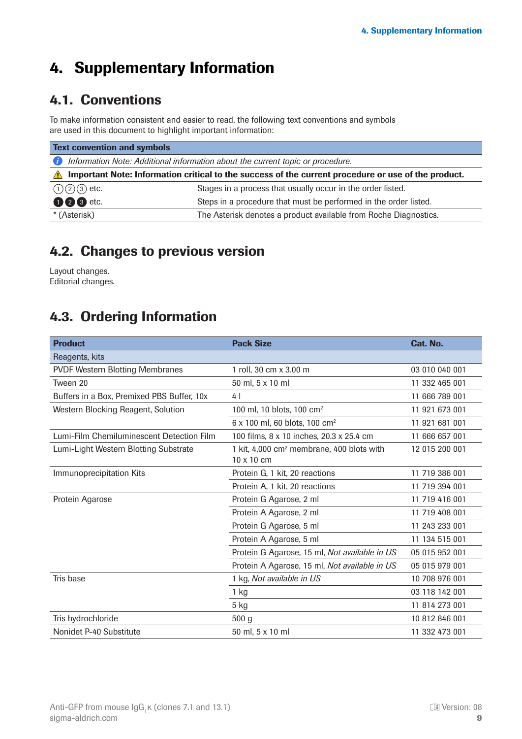# 4. Supplementary Information

## 4.1. Conventions

To make information consistent and easier to read, the following text conventions and symbols are used in this document to highlight important information:

| Text convention and symbols | |
|---|---|
| *Information Note: Additional information about the current topic or procedure.* | |
| **Important Note: Information critical to the success of the current procedure or use of the product.** | |
| ①②③ etc. | Stages in a process that usually occur in the order listed. |
| ❶❷❸ etc. | Steps in a procedure that must be performed in the order listed. |
| * (Asterisk) | The Asterisk denotes a product available from Roche Diagnostics. |

## 4.2. Changes to previous version

Layout changes.
Editorial changes.

## 4.3. Ordering Information

| Product | Pack Size | Cat. No. |
|---|---|---|
| Reagents, kits | | |
| PVDF Western Blotting Membranes | 1 roll, 30 cm x 3.00 m | 03 010 040 001 |
| Tween 20 | 50 ml, 5 x 10 ml | 11 332 465 001 |
| Buffers in a Box, Premixed PBS Buffer, 10x | 4 l | 11 666 789 001 |
| Western Blocking Reagent, Solution | 100 ml, 10 blots, 100 cm² | 11 921 673 001 |
| | 6 x 100 ml, 60 blots, 100 cm² | 11 921 681 001 |
| Lumi-Film Chemiluminescent Detection Film | 100 films, 8 x 10 inches, 20.3 x 25.4 cm | 11 666 657 001 |
| Lumi-Light Western Blotting Substrate | 1 kit, 4,000 cm² membrane, 400 blots with 10 x 10 cm | 12 015 200 001 |
| Immunoprecipitation Kits | Protein G, 1 kit, 20 reactions | 11 719 386 001 |
| | Protein A, 1 kit, 20 reactions | 11 719 394 001 |
| Protein Agarose | Protein G Agarose, 2 ml | 11 719 416 001 |
| | Protein A Agarose, 2 ml | 11 719 408 001 |
| | Protein G Agarose, 5 ml | 11 243 233 001 |
| | Protein A Agarose, 5 ml | 11 134 515 001 |
| | Protein G Agarose, 15 ml, *Not available in US* | 05 015 952 001 |
| | Protein A Agarose, 15 ml, *Not available in US* | 05 015 979 001 |
| Tris base | 1 kg, *Not available in US* | 10 708 976 001 |
| | 1 kg | 03 118 142 001 |
| | 5 kg | 11 814 273 001 |
| Tris hydrochloride | 500 g | 10 812 846 001 |
| Nonidet P-40 Substitute | 50 ml, 5 x 10 ml | 11 332 473 001 |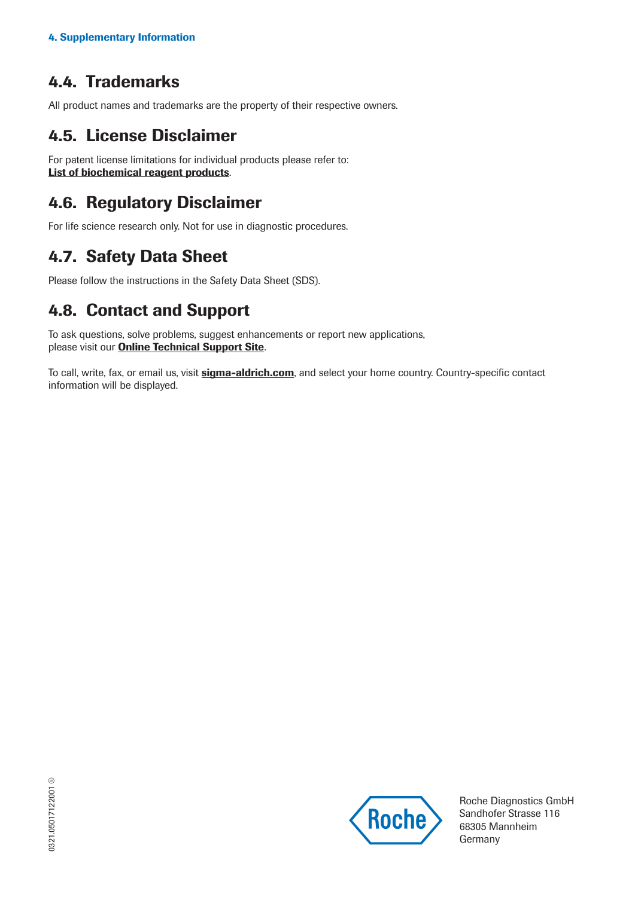## 4.4. Trademarks

All product names and trademarks are the property of their respective owners.

## 4.5. License Disclaimer

For patent license limitations for individual products please refer to:
**List of biochemical reagent products**.

## 4.6. Regulatory Disclaimer

For life science research only. Not for use in diagnostic procedures.

## 4.7. Safety Data Sheet

Please follow the instructions in the Safety Data Sheet (SDS).

## 4.8. Contact and Support

To ask questions, solve problems, suggest enhancements or report new applications, please visit our **Online Technical Support Site**.

To call, write, fax, or email us, visit **sigma-aldrich.com**, and select your home country. Country-specific contact information will be displayed.

0321.05017122001 ⑧

Roche Diagnostics GmbH
Sandhofer Strasse 116
68305 Mannheim
Germany